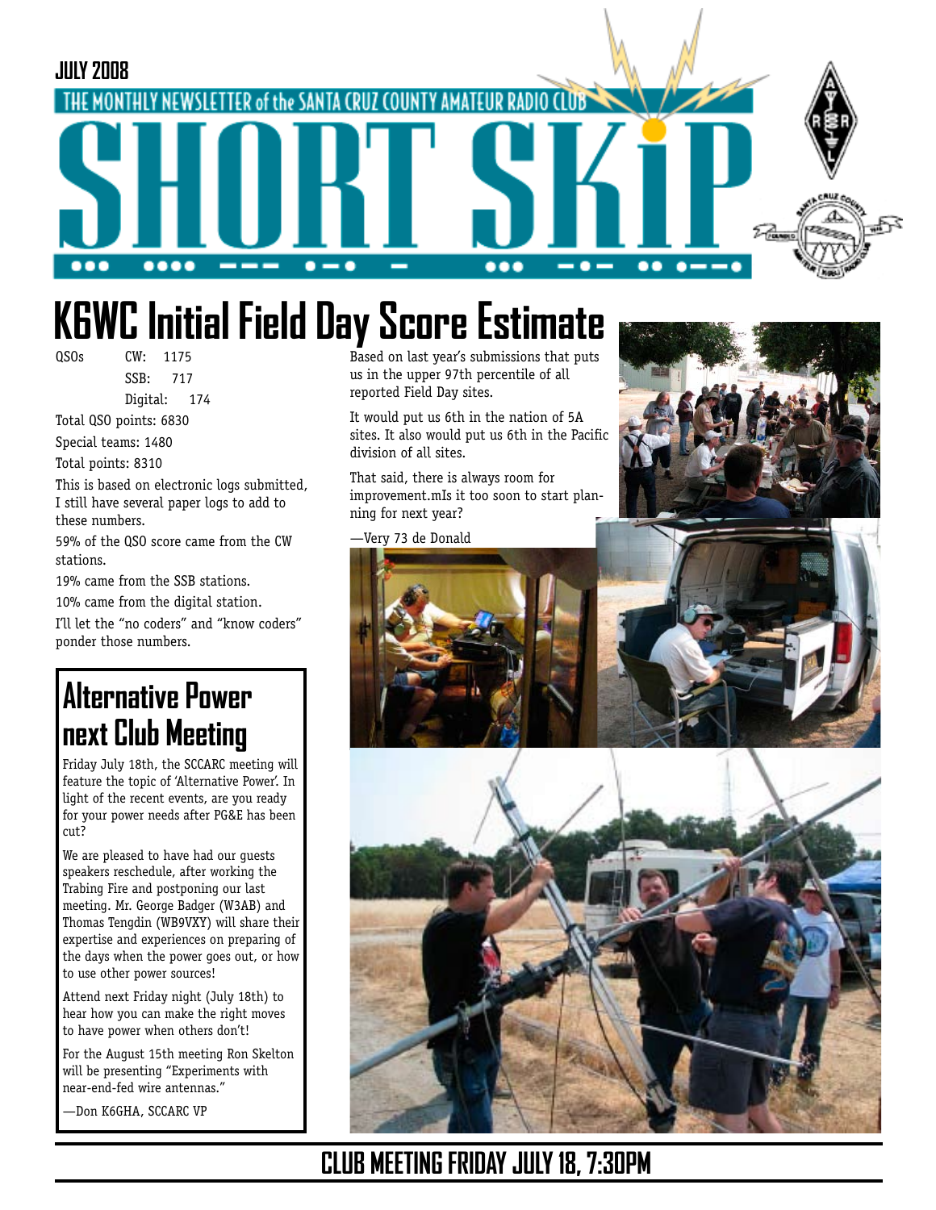JULY 2008

THE MONTHLY NEWSLETTER of the SANTA CRUZ COUNTY AMATEUR RADIO CLUB

# SHORT SKIP

# K6WC Initial Field Day Score Estimate

QSOs CW: 1175
SSB: 717
Digital: 174

Total QSO points: 6830

Special teams: 1480

Total points: 8310

This is based on electronic logs submitted, I still have several paper logs to add to these numbers.

59% of the QSO score came from the CW stations.

19% came from the SSB stations.

10% came from the digital station.

I'll let the "no coders" and "know coders" ponder those numbers.

Based on last year's submissions that puts us in the upper 97th percentile of all reported Field Day sites.

It would put us 6th in the nation of 5A sites. It also would put us 6th in the Pacific division of all sites.

That said, there is always room for improvement.mIs it too soon to start planning for next year?

—Very 73 de Donald

## Alternative Power next Club Meeting

Friday July 18th, the SCCARC meeting will feature the topic of 'Alternative Power'. In light of the recent events, are you ready for your power needs after PG&E has been cut?

We are pleased to have had our guests speakers reschedule, after working the Trabing Fire and postponing our last meeting. Mr. George Badger (W3AB) and Thomas Tengdin (WB9VXY) will share their expertise and experiences on preparing of the days when the power goes out, or how to use other power sources!

Attend next Friday night (July 18th) to hear how you can make the right moves to have power when others don't!

For the August 15th meeting Ron Skelton will be presenting "Experiments with near-end-fed wire antennas."

—Don K6GHA, SCCARC VP

**CLUB MEETING FRIDAY JULY 18, 7:30PM**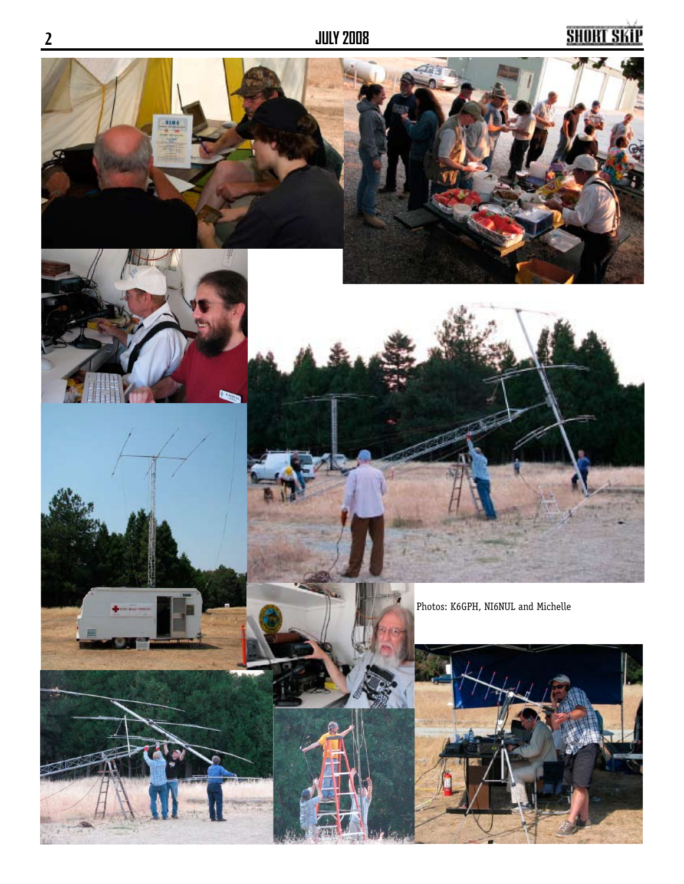Photos: K6GPH, NI6NUL and Michelle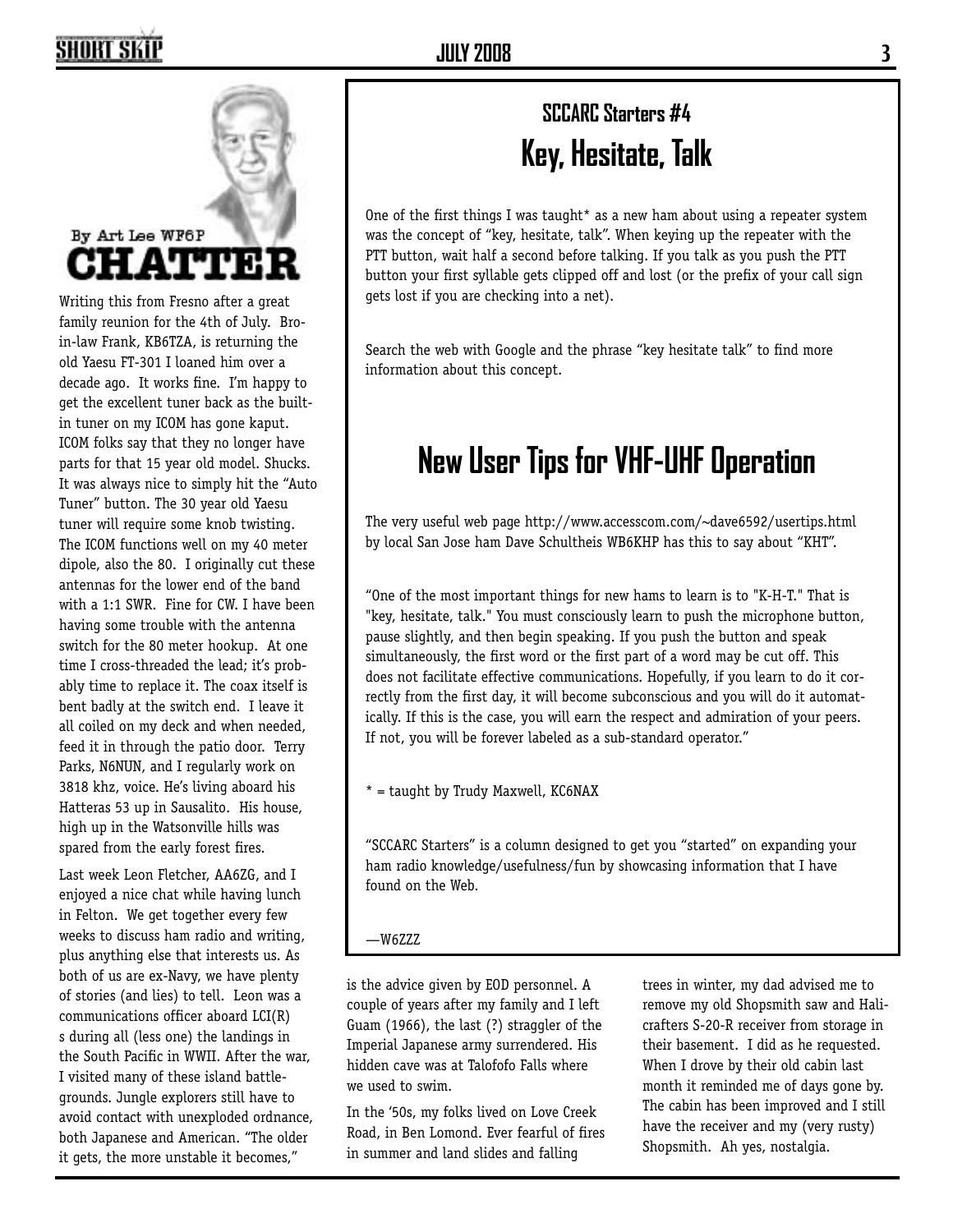## CHATTER

By Art Lee WF6P

Writing this from Fresno after a great family reunion for the 4th of July. Bro-in-law Frank, KB6TZA, is returning the old Yaesu FT-301 I loaned him over a decade ago. It works fine. I'm happy to get the excellent tuner back as the built-in tuner on my ICOM has gone kaput. ICOM folks say that they no longer have parts for that 15 year old model. Shucks. It was always nice to simply hit the "Auto Tuner" button. The 30 year old Yaesu tuner will require some knob twisting. The ICOM functions well on my 40 meter dipole, also the 80. I originally cut these antennas for the lower end of the band with a 1:1 SWR. Fine for CW. I have been having some trouble with the antenna switch for the 80 meter hookup. At one time I cross-threaded the lead; it's probably time to replace it. The coax itself is bent badly at the switch end. I leave it all coiled on my deck and when needed, feed it in through the patio door. Terry Parks, N6NUN, and I regularly work on 3818 khz, voice. He's living aboard his Hatteras 53 up in Sausalito. His house, high up in the Watsonville hills was spared from the early forest fires.

Last week Leon Fletcher, AA6ZG, and I enjoyed a nice chat while having lunch in Felton. We get together every few weeks to discuss ham radio and writing, plus anything else that interests us. As both of us are ex-Navy, we have plenty of stories (and lies) to tell. Leon was a communications officer aboard LCI(R) s during all (less one) the landings in the South Pacific in WWII. After the war, I visited many of these island battlegrounds. Jungle explorers still have to avoid contact with unexploded ordnance, both Japanese and American. "The older it gets, the more unstable it becomes," is the advice given by EOD personnel. A couple of years after my family and I left Guam (1966), the last (?) straggler of the Imperial Japanese army surrendered. His hidden cave was at Talofofo Falls where we used to swim.

In the '50s, my folks lived on Love Creek Road, in Ben Lomond. Ever fearful of fires in summer and land slides and falling trees in winter, my dad advised me to remove my old Shopsmith saw and Hallicrafters S-20-R receiver from storage in their basement. I did as he requested. When I drove by their old cabin last month it reminded me of days gone by. The cabin has been improved and I still have the receiver and my (very rusty) Shopsmith. Ah yes, nostalgia.

### SCCARC Starters #4

## Key, Hesitate, Talk

One of the first things I was taught* as a new ham about using a repeater system was the concept of "key, hesitate, talk". When keying up the repeater with the PTT button, wait half a second before talking. If you talk as you push the PTT button your first syllable gets clipped off and lost (or the prefix of your call sign gets lost if you are checking into a net).

Search the web with Google and the phrase "key hesitate talk" to find more information about this concept.

## New User Tips for VHF-UHF Operation

The very useful web page http://www.accesscom.com/~dave6592/usertips.html by local San Jose ham Dave Schultheis WB6KHP has this to say about "KHT".

"One of the most important things for new hams to learn is to "K-H-T." That is "key, hesitate, talk." You must consciously learn to push the microphone button, pause slightly, and then begin speaking. If you push the button and speak simultaneously, the first word or the first part of a word may be cut off. This does not facilitate effective communications. Hopefully, if you learn to do it correctly from the first day, it will become subconscious and you will do it automatically. If this is the case, you will earn the respect and admiration of your peers. If not, you will be forever labeled as a sub-standard operator."

* = taught by Trudy Maxwell, KC6NAX

"SCCARC Starters" is a column designed to get you "started" on expanding your ham radio knowledge/usefulness/fun by showcasing information that I have found on the Web.

—W6ZZZ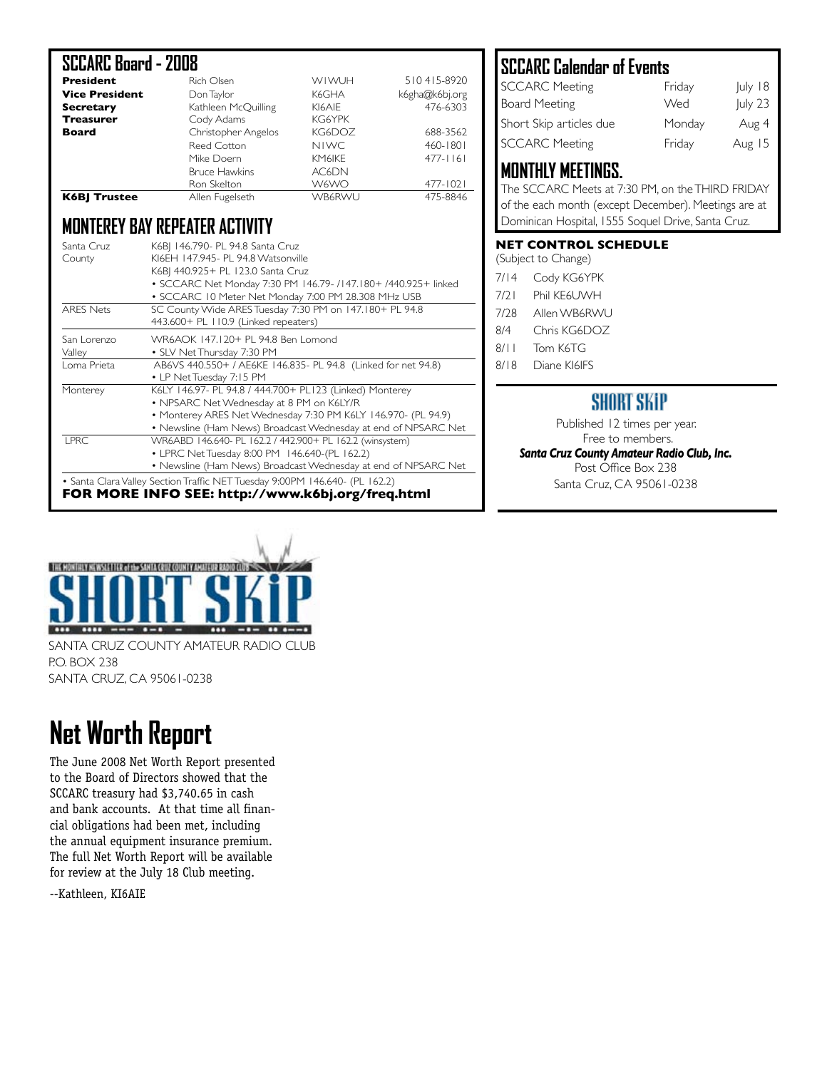## SCCARC Board - 2008

| | | | |
|---|---|---|---|
| **President** | Rich Olsen | W1WUH | 510 415-8920 |
| **Vice President** | Don Taylor | K6GHA | k6gha@k6bj.org |
| **Secretary** | Kathleen McQuilling | KI6AIE | 476-6303 |
| **Treasurer** | Cody Adams | KG6YPK | |
| **Board** | Christopher Angelos | KG6DOZ | 688-3562 |
| | Reed Cotton | N1WC | 460-1801 |
| | Mike Doern | KM6IKE | 477-1161 |
| | Bruce Hawkins | AC6DN | |
| | Ron Skelton | W6WO | 477-1021 |
| **K6BJ Trustee** | Allen Fugelseth | WB6RWU | 475-8846 |

## MONTEREY BAY REPEATER ACTIVITY

| | |
|---|---|
| Santa Cruz County | K6BJ 146.790- PL 94.8 Santa Cruz<br>KI6EH 147.945- PL 94.8 Watsonville<br>K6BJ 440.925+ PL 123.0 Santa Cruz<br>• SCCARC Net Monday 7:30 PM 146.79- /147.180+ /440.925+ linked<br>• SCCARC 10 Meter Net Monday 7:00 PM 28.308 MHz USB |
| ARES Nets | SC County Wide ARES Tuesday 7:30 PM on 147.180+ PL 94.8<br>443.600+ PL 110.9 (Linked repeaters) |
| San Lorenzo Valley | WR6AOK 147.120+ PL 94.8 Ben Lomond<br>• SLV Net Thursday 7:30 PM |
| Loma Prieta | AB6VS 440.550+ / AE6KE 146.835- PL 94.8 (Linked for net 94.8)<br>• LP Net Tuesday 7:15 PM |
| Monterey | K6LY 146.97- PL 94.8 / 444.700+ PL123 (Linked) Monterey<br>• NPSARC Net Wednesday at 8 PM on K6LY/R<br>• Monterey ARES Net Wednesday 7:30 PM K6LY 146.970- (PL 94.9)<br>• Newsline (Ham News) Broadcast Wednesday at end of NPSARC Net |
| LPRC | WR6ABD 146.640- PL 162.2 / 442.900+ PL 162.2 (winsystem)<br>• LPRC Net Tuesday 8:00 PM 146.640-(PL 162.2)<br>• Newsline (Ham News) Broadcast Wednesday at end of NPSARC Net |

• Santa Clara Valley Section Traffic NET Tuesday 9:00PM 146.640- (PL 162.2)

**FOR MORE INFO SEE: http://www.k6bj.org/freq.html**

## SCCARC Calendar of Events

| | | |
|---|---|---|
| SCCARC Meeting | Friday | July 18 |
| Board Meeting | Wed | July 23 |
| Short Skip articles due | Monday | Aug 4 |
| SCCARC Meeting | Friday | Aug 15 |

## MONTHLY MEETINGS.

The SCCARC Meets at 7:30 PM, on the THIRD FRIDAY of the each month (except December). Meetings are at Dominican Hospital, 1555 Soquel Drive, Santa Cruz.

### NET CONTROL SCHEDULE

(Subject to Change)

| | |
|---|---|
| 7/14 | Cody KG6YPK |
| 7/21 | Phil KE6UWH |
| 7/28 | Allen WB6RWU |
| 8/4 | Chris KG6DOZ |
| 8/11 | Tom K6TG |
| 8/18 | Diane KI6IFS |

## SHORT SKIP

Published 12 times per year.
Free to members.
***Santa Cruz County Amateur Radio Club, Inc.***
Post Office Box 238
Santa Cruz, CA 95061-0238

THE MONTHLY NEWSLETTER of the SANTA CRUZ COUNTY AMATEUR RADIO CLUB

SHORT SKIP

SANTA CRUZ COUNTY AMATEUR RADIO CLUB
P.O. BOX 238
SANTA CRUZ, CA 95061-0238

# Net Worth Report

The June 2008 Net Worth Report presented to the Board of Directors showed that the SCCARC treasury had $3,740.65 in cash and bank accounts. At that time all financial obligations had been met, including the annual equipment insurance premium. The full Net Worth Report will be available for review at the July 18 Club meeting.

--Kathleen, KI6AIE